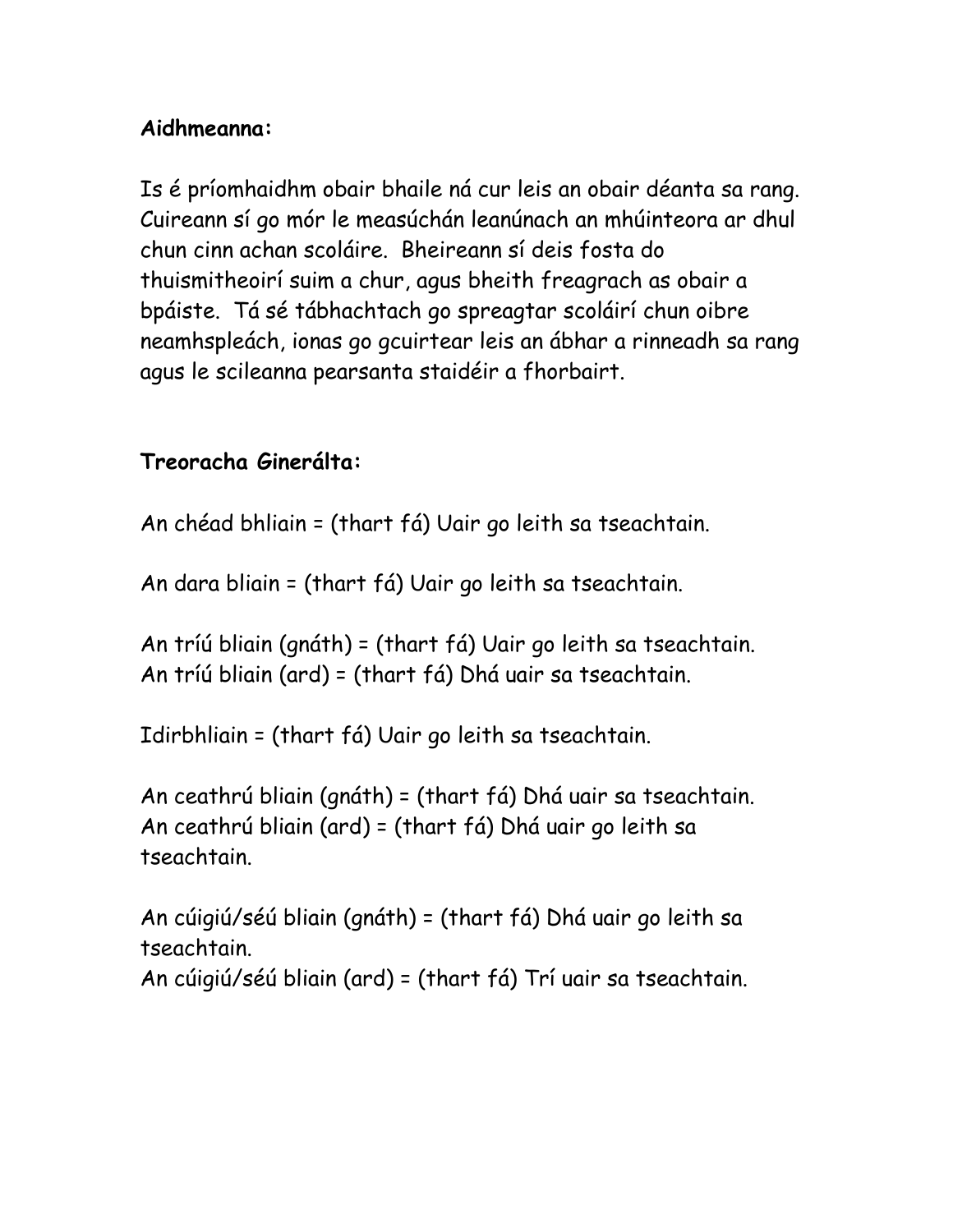**Aidhmeanna:**

Is é príomhaidhm obair bhaile ná cur leis an obair déanta sa rang. Cuireann sí go mór le measúchán leanúnach an mhúinteora ar dhul chun cinn achan scoláire. Bheireann sí deis fosta do thuismitheoirí suim a chur, agus bheith freagrach as obair a bpáiste. Tá sé tábhachtach go spreagtar scoláirí chun oibre neamhspleách, ionas go gcuirtear leis an ábhar a rinneadh sa rang agus le scileanna pearsanta staidéir a fhorbairt.

**Treoracha Ginerálta:**

An chéad bhliain = (thart fá) Uair go leith sa tseachtain.

An dara bliain = (thart fá) Uair go leith sa tseachtain.

An tríú bliain (gnáth) = (thart fá) Uair go leith sa tseachtain.
An tríú bliain (ard) = (thart fá) Dhá uair sa tseachtain.

Idirbhliain = (thart fá) Uair go leith sa tseachtain.

An ceathrú bliain (gnáth) = (thart fá) Dhá uair sa tseachtain.
An ceathrú bliain (ard) = (thart fá) Dhá uair go leith sa tseachtain.

An cúigiú/séú bliain (gnáth) = (thart fá) Dhá uair go leith sa tseachtain.
An cúigiú/séú bliain (ard) = (thart fá) Trí uair sa tseachtain.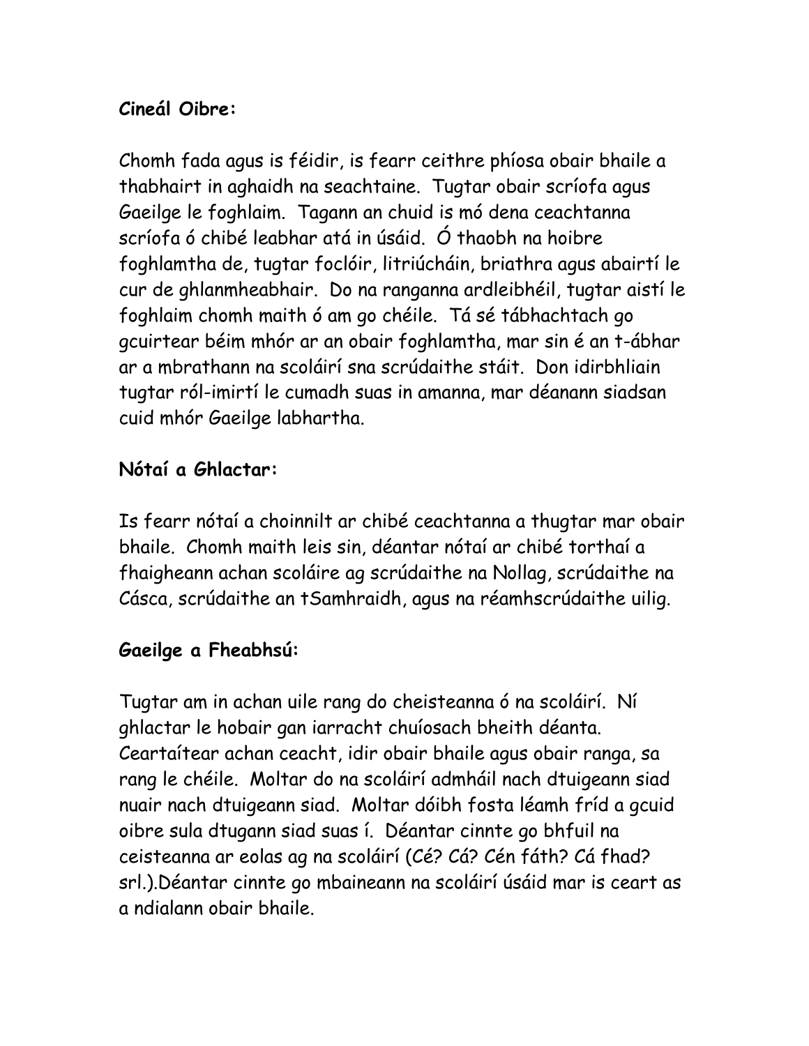**Cineál Oibre:**

Chomh fada agus is féidir, is fearr ceithre phíosa obair bhaile a thabhairt in aghaidh na seachtaine. Tugtar obair scríofa agus Gaeilge le foghlaim. Tagann an chuid is mó dena ceachtanna scríofa ó chibé leabhar atá in úsáid. Ó thaobh na hoibre foghlamtha de, tugtar foclóir, litriúcháin, briathra agus abairtí le cur de ghlanmheabhair. Do na ranganna ardleibhéil, tugtar aistí le foghlaim chomh maith ó am go chéile. Tá sé tábhachtach go gcuirtear béim mhór ar an obair foghlamtha, mar sin é an t-ábhar ar a mbrathann na scoláirí sna scrúdaithe stáit. Don idirbhliain tugtar ról-imirtí le cumadh suas in amanna, mar déanann siadsan cuid mhór Gaeilge labhartha.

**Nótaí a Ghlactar:**

Is fearr nótaí a choinnilt ar chibé ceachtanna a thugtar mar obair bhaile. Chomh maith leis sin, déantar nótaí ar chibé torthaí a fhaigheann achan scoláire ag scrúdaithe na Nollag, scrúdaithe na Cásca, scrúdaithe an tSamhraidh, agus na réamhscrúdaithe uilig.

**Gaeilge a Fheabhsú:**

Tugtar am in achan uile rang do cheisteanna ó na scoláirí. Ní ghlactar le hobair gan iarracht chuíosach bheith déanta. Ceartaítear achan ceacht, idir obair bhaile agus obair ranga, sa rang le chéile. Moltar do na scoláirí admháil nach dtuigeann siad nuair nach dtuigeann siad. Moltar dóibh fosta léamh fríd a gcuid oibre sula dtugann siad suas í. Déantar cinnte go bhfuil na ceisteanna ar eolas ag na scoláirí (Cé? Cá? Cén fáth? Cá fhad? srl.).Déantar cinnte go mbaineann na scoláirí úsáid mar is ceart as a ndialann obair bhaile.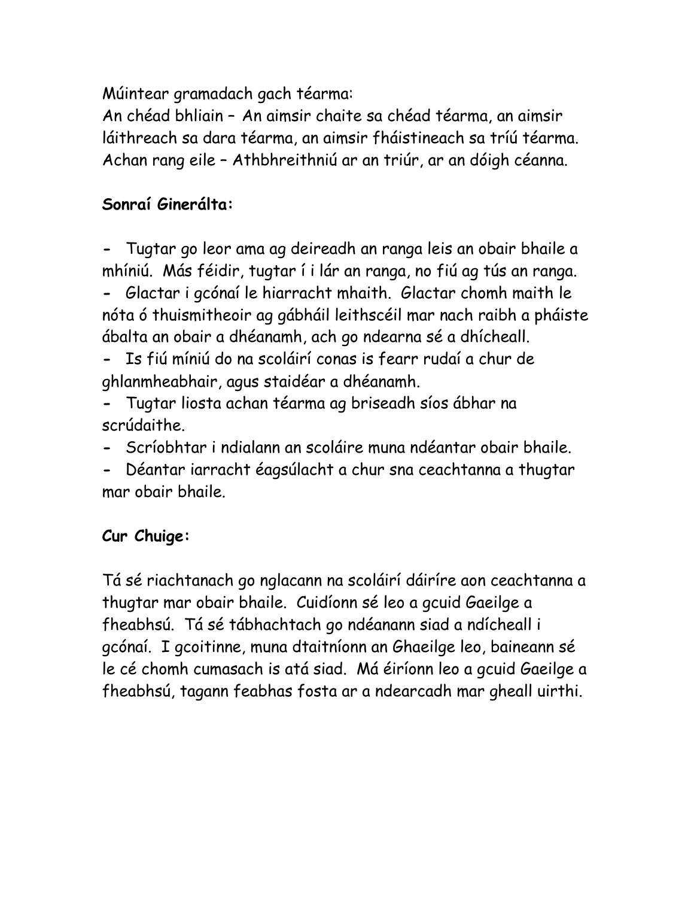Múintear gramadach gach téarma:
An chéad bhliain – An aimsir chaite sa chéad téarma, an aimsir láithreach sa dara téarma, an aimsir fháistineach sa tríú téarma.
Achan rang eile – Athbhreithniú ar an triúr, ar an dóigh céanna.

**Sonraí Ginerálta:**

- Tugtar go leor ama ag deireadh an ranga leis an obair bhaile a mhíniú. Más féidir, tugtar í i lár an ranga, no fiú ag tús an ranga.
- Glactar i gcónaí le hiarracht mhaith. Glactar chomh maith le nóta ó thuismitheoir ag gábháil leithscéil mar nach raibh a pháiste ábalta an obair a dhéanamh, ach go ndearna sé a dhícheall.
- Is fiú míniú do na scoláirí conas is fearr rudaí a chur de ghlanmheabhair, agus staidéar a dhéanamh.
- Tugtar liosta achan téarma ag briseadh síos ábhar na scrúdaithe.
- Scríobhtar i ndialann an scoláire muna ndéantar obair bhaile.
- Déantar iarracht éagsúlacht a chur sna ceachtanna a thugtar mar obair bhaile.

**Cur Chuige:**

Tá sé riachtanach go nglacann na scoláirí dáiríre aon ceachtanna a thugtar mar obair bhaile. Cuidíonn sé leo a gcuid Gaeilge a fheabhsú. Tá sé tábhachtach go ndéanann siad a ndícheall i gcónaí. I gcoitinne, muna dtaitníonn an Ghaeilge leo, baineann sé le cé chomh cumasach is atá siad. Má éiríonn leo a gcuid Gaeilge a fheabhsú, tagann feabhas fosta ar a ndearcadh mar gheall uirthi.